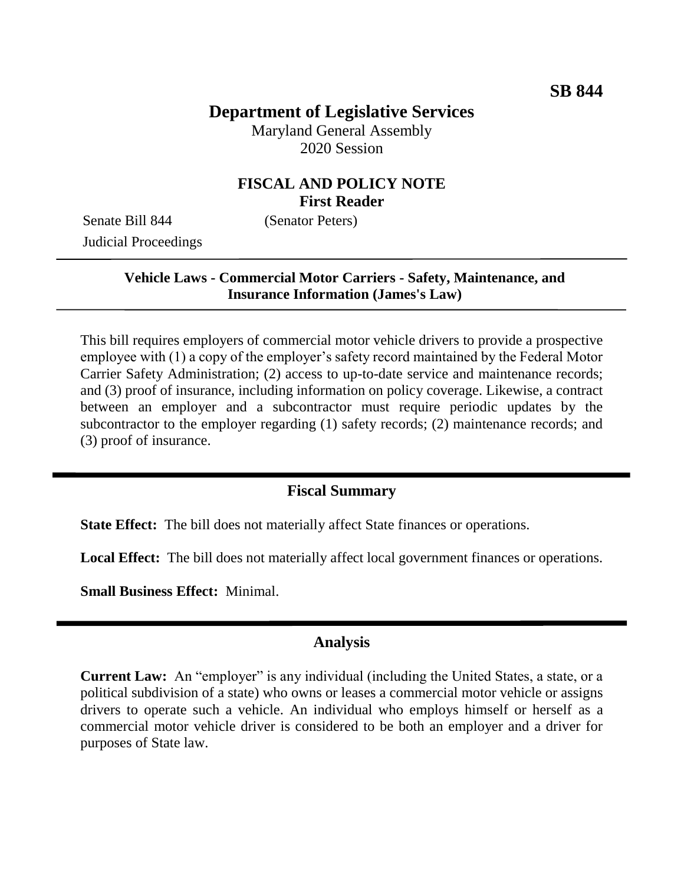**SB 844**

# Department of Legislative Services

Maryland General Assembly
2020 Session

## FISCAL AND POLICY NOTE
**First Reader**

Senate Bill 844 (Senator Peters)
Judicial Proceedings

---

**Vehicle Laws - Commercial Motor Carriers - Safety, Maintenance, and Insurance Information (James's Law)**

---

This bill requires employers of commercial motor vehicle drivers to provide a prospective employee with (1) a copy of the employer's safety record maintained by the Federal Motor Carrier Safety Administration; (2) access to up-to-date service and maintenance records; and (3) proof of insurance, including information on policy coverage. Likewise, a contract between an employer and a subcontractor must require periodic updates by the subcontractor to the employer regarding (1) safety records; (2) maintenance records; and (3) proof of insurance.

---

## Fiscal Summary

**State Effect:** The bill does not materially affect State finances or operations.

**Local Effect:** The bill does not materially affect local government finances or operations.

**Small Business Effect:** Minimal.

---

## Analysis

**Current Law:** An "employer" is any individual (including the United States, a state, or a political subdivision of a state) who owns or leases a commercial motor vehicle or assigns drivers to operate such a vehicle. An individual who employs himself or herself as a commercial motor vehicle driver is considered to be both an employer and a driver for purposes of State law.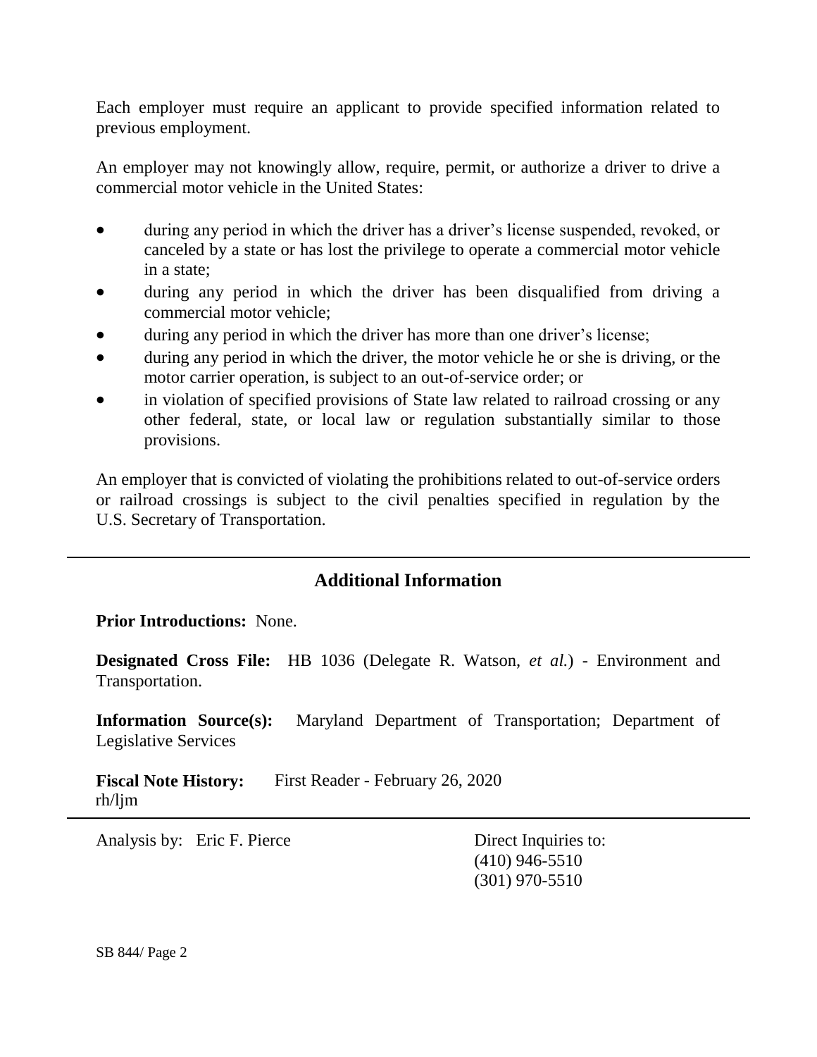Each employer must require an applicant to provide specified information related to previous employment.

An employer may not knowingly allow, require, permit, or authorize a driver to drive a commercial motor vehicle in the United States:

- during any period in which the driver has a driver's license suspended, revoked, or canceled by a state or has lost the privilege to operate a commercial motor vehicle in a state;
- during any period in which the driver has been disqualified from driving a commercial motor vehicle;
- during any period in which the driver has more than one driver's license;
- during any period in which the driver, the motor vehicle he or she is driving, or the motor carrier operation, is subject to an out-of-service order; or
- in violation of specified provisions of State law related to railroad crossing or any other federal, state, or local law or regulation substantially similar to those provisions.

An employer that is convicted of violating the prohibitions related to out-of-service orders or railroad crossings is subject to the civil penalties specified in regulation by the U.S. Secretary of Transportation.

## Additional Information

**Prior Introductions:** None.

**Designated Cross File:** HB 1036 (Delegate R. Watson, *et al.*) - Environment and Transportation.

**Information Source(s):** Maryland Department of Transportation; Department of Legislative Services

**Fiscal Note History:** First Reader - February 26, 2020
rh/ljm

Analysis by: Eric F. Pierce

Direct Inquiries to:
(410) 946-5510
(301) 970-5510